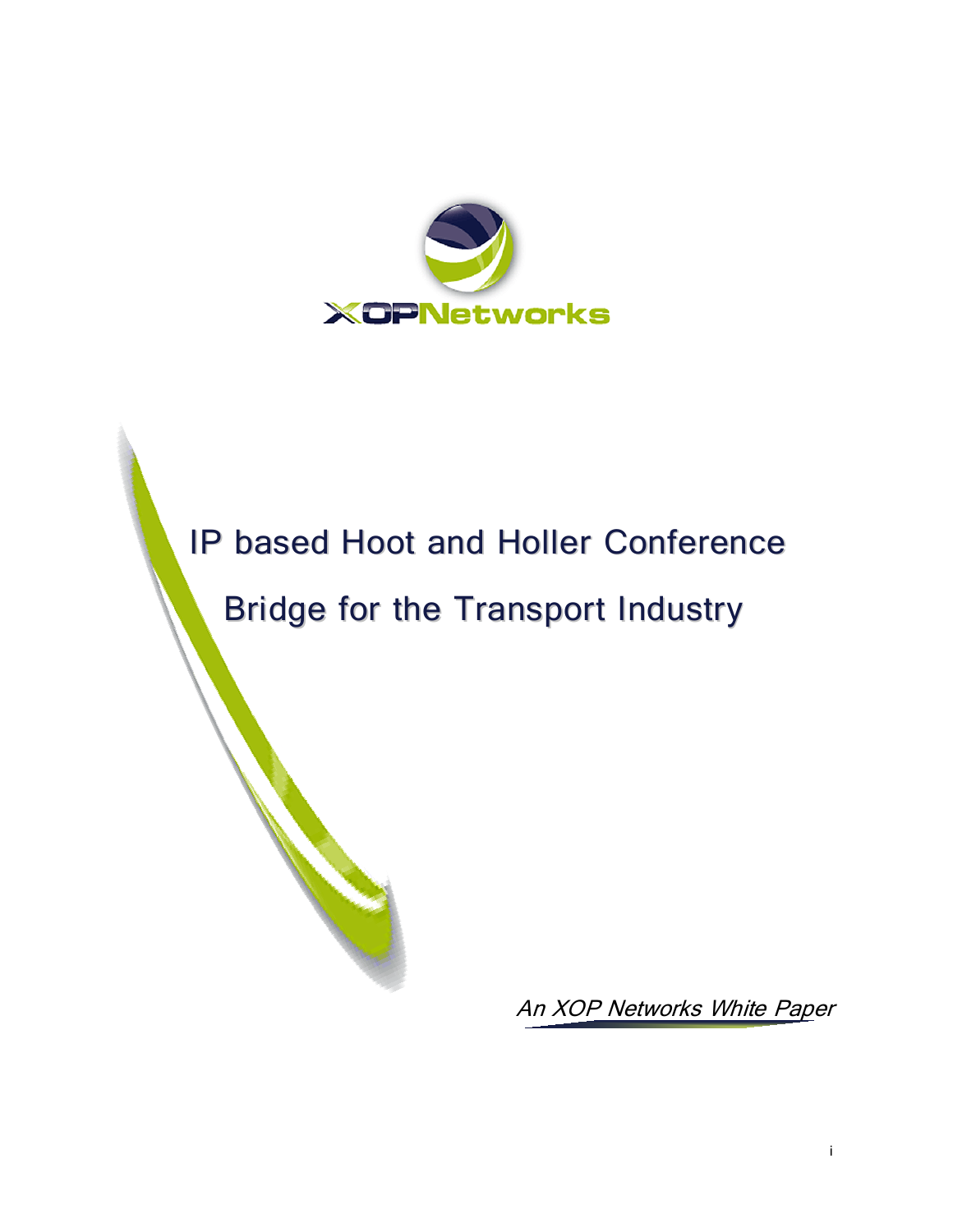XOPNetworks

# IP based Hoot and Holler Conference Bridge for the Transport Industry

*An XOP Networks White Paper*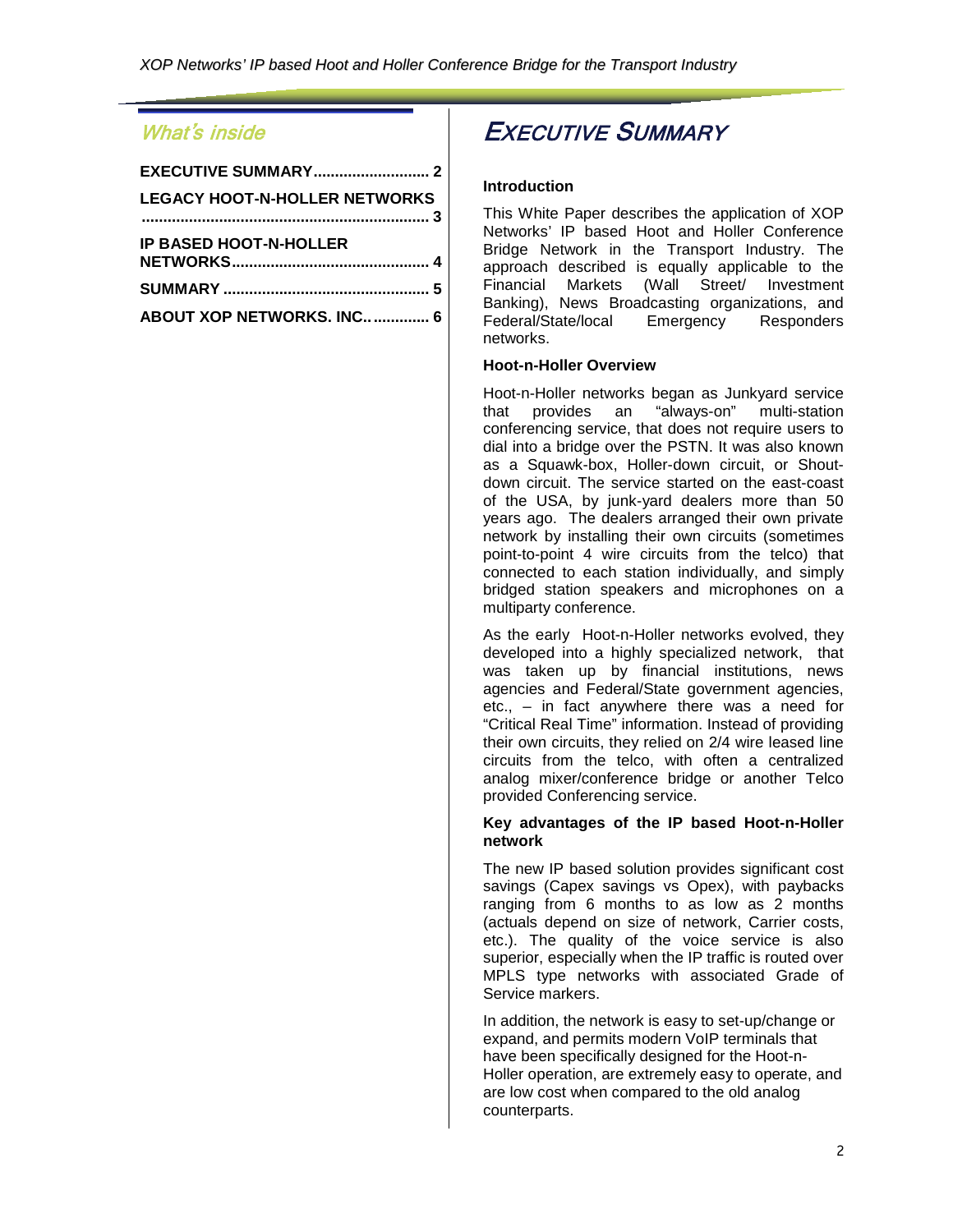## What's inside

**EXECUTIVE SUMMARY........................... 2**

**LEGACY HOOT-N-HOLLER NETWORKS ................................................................... 3**

**IP BASED HOOT-N-HOLLER NETWORKS............................................... 4**

**SUMMARY ................................................ 5**

**ABOUT XOP NETWORKS. INC.. ............ 6**

# EXECUTIVE SUMMARY

### Introduction

This White Paper describes the application of XOP Networks' IP based Hoot and Holler Conference Bridge Network in the Transport Industry. The approach described is equally applicable to the Financial Markets (Wall Street/ Investment Banking), News Broadcasting organizations, and Federal/State/local Emergency Responders networks.

### Hoot-n-Holler Overview

Hoot-n-Holler networks began as Junkyard service that provides an "always-on" multi-station conferencing service, that does not require users to dial into a bridge over the PSTN. It was also known as a Squawk-box, Holler-down circuit, or Shout-down circuit. The service started on the east-coast of the USA, by junk-yard dealers more than 50 years ago. The dealers arranged their own private network by installing their own circuits (sometimes point-to-point 4 wire circuits from the telco) that connected to each station individually, and simply bridged station speakers and microphones on a multiparty conference.

As the early Hoot-n-Holler networks evolved, they developed into a highly specialized network, that was taken up by financial institutions, news agencies and Federal/State government agencies, etc., – in fact anywhere there was a need for "Critical Real Time" information. Instead of providing their own circuits, they relied on 2/4 wire leased line circuits from the telco, with often a centralized analog mixer/conference bridge or another Telco provided Conferencing service.

### Key advantages of the IP based Hoot-n-Holler network

The new IP based solution provides significant cost savings (Capex savings vs Opex), with paybacks ranging from 6 months to as low as 2 months (actuals depend on size of network, Carrier costs, etc.). The quality of the voice service is also superior, especially when the IP traffic is routed over MPLS type networks with associated Grade of Service markers.

In addition, the network is easy to set-up/change or expand, and permits modern VoIP terminals that have been specifically designed for the Hoot-n-Holler operation, are extremely easy to operate, and are low cost when compared to the old analog counterparts.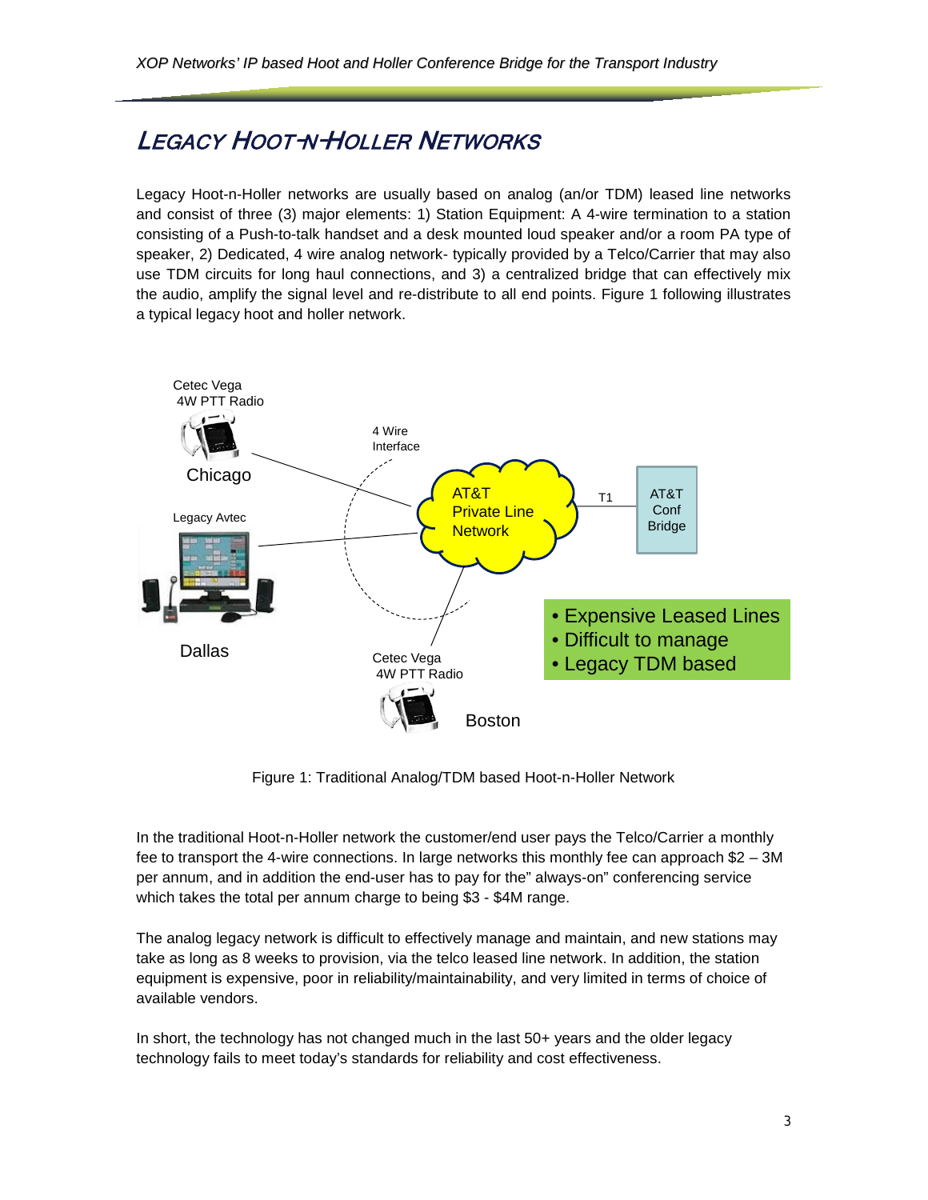# Legacy Hoot-n-Holler Networks

Legacy Hoot-n-Holler networks are usually based on analog (an/or TDM) leased line networks and consist of three (3) major elements: 1) Station Equipment: A 4-wire termination to a station consisting of a Push-to-talk handset and a desk mounted loud speaker and/or a room PA type of speaker, 2) Dedicated, 4 wire analog network- typically provided by a Telco/Carrier that may also use TDM circuits for long haul connections, and 3) a centralized bridge that can effectively mix the audio, amplify the signal level and re-distribute to all end points. Figure 1 following illustrates a typical legacy hoot and holler network.

Cetec Vega 4W PTT Radio

Chicago

4 Wire Interface

AT&T Private Line Network

T1

AT&T Conf Bridge

Legacy Avtec

Dallas

- Expensive Leased Lines
- Difficult to manage
- Legacy TDM based

Cetec Vega 4W PTT Radio

Boston

Figure 1: Traditional Analog/TDM based Hoot-n-Holler Network

In the traditional Hoot-n-Holler network the customer/end user pays the Telco/Carrier a monthly fee to transport the 4-wire connections. In large networks this monthly fee can approach $2 – 3M per annum, and in addition the end-user has to pay for the" always-on" conferencing service which takes the total per annum charge to being $3 - $4M range.

The analog legacy network is difficult to effectively manage and maintain, and new stations may take as long as 8 weeks to provision, via the telco leased line network. In addition, the station equipment is expensive, poor in reliability/maintainability, and very limited in terms of choice of available vendors.

In short, the technology has not changed much in the last 50+ years and the older legacy technology fails to meet today's standards for reliability and cost effectiveness.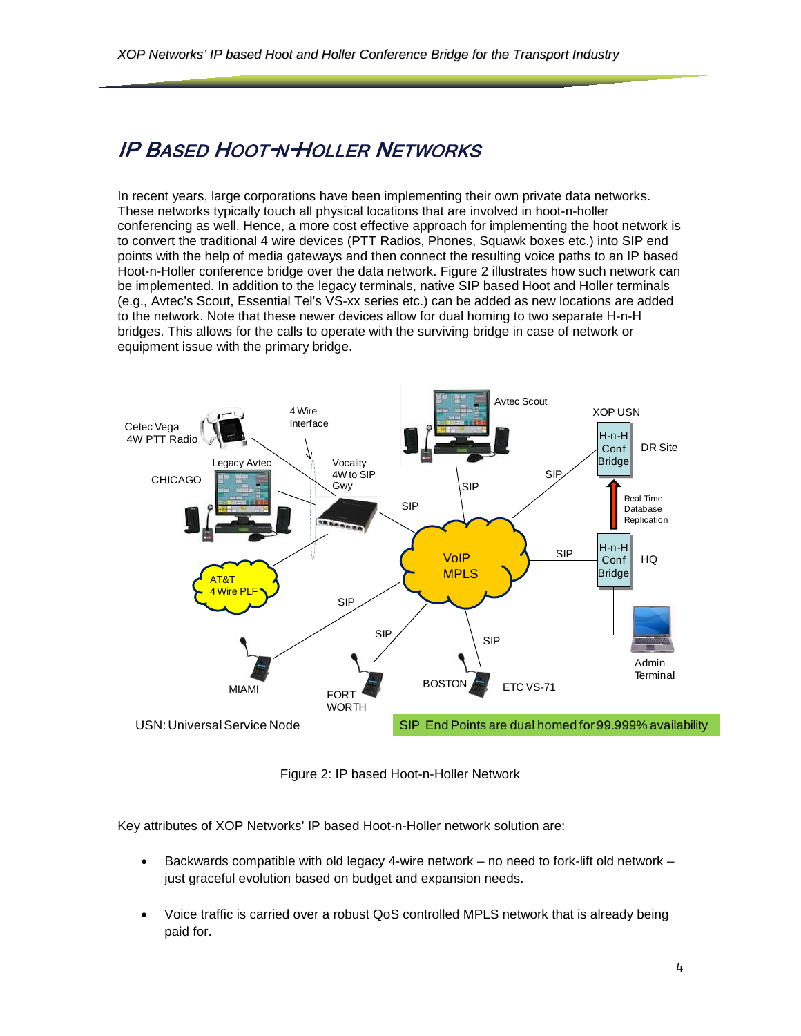## IP BASED HOOT-N-HOLLER NETWORKS

In recent years, large corporations have been implementing their own private data networks. These networks typically touch all physical locations that are involved in hoot-n-holler conferencing as well. Hence, a more cost effective approach for implementing the hoot network is to convert the traditional 4 wire devices (PTT Radios, Phones, Squawk boxes etc.) into SIP end points with the help of media gateways and then connect the resulting voice paths to an IP based Hoot-n-Holler conference bridge over the data network. Figure 2 illustrates how such network can be implemented. In addition to the legacy terminals, native SIP based Hoot and Holler terminals (e.g., Avtec's Scout, Essential Tel's VS-xx series etc.) can be added as new locations are added to the network. Note that these newer devices allow for dual homing to two separate H-n-H bridges. This allows for the calls to operate with the surviving bridge in case of network or equipment issue with the primary bridge.

Figure 2: IP based Hoot-n-Holler Network

Key attributes of XOP Networks' IP based Hoot-n-Holler network solution are:

- Backwards compatible with old legacy 4-wire network – no need to fork-lift old network – just graceful evolution based on budget and expansion needs.
- Voice traffic is carried over a robust QoS controlled MPLS network that is already being paid for.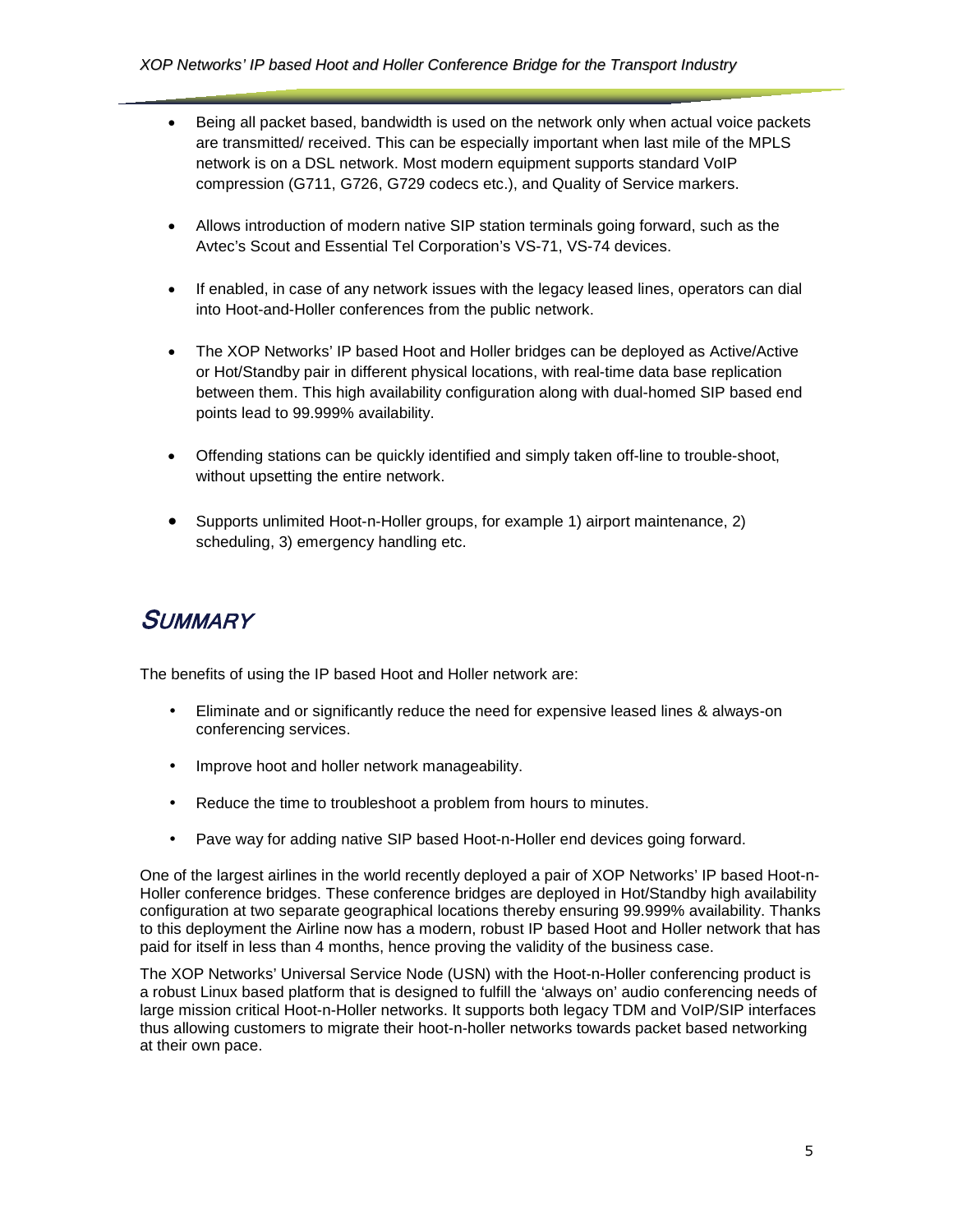- Being all packet based, bandwidth is used on the network only when actual voice packets are transmitted/ received. This can be especially important when last mile of the MPLS network is on a DSL network. Most modern equipment supports standard VoIP compression (G711, G726, G729 codecs etc.), and Quality of Service markers.

- Allows introduction of modern native SIP station terminals going forward, such as the Avtec's Scout and Essential Tel Corporation's VS-71, VS-74 devices.

- If enabled, in case of any network issues with the legacy leased lines, operators can dial into Hoot-and-Holler conferences from the public network.

- The XOP Networks' IP based Hoot and Holler bridges can be deployed as Active/Active or Hot/Standby pair in different physical locations, with real-time data base replication between them. This high availability configuration along with dual-homed SIP based end points lead to 99.999% availability.

- Offending stations can be quickly identified and simply taken off-line to trouble-shoot, without upsetting the entire network.

- Supports unlimited Hoot-n-Holler groups, for example 1) airport maintenance, 2) scheduling, 3) emergency handling etc.

## SUMMARY

The benefits of using the IP based Hoot and Holler network are:

- Eliminate and or significantly reduce the need for expensive leased lines & always-on conferencing services.

- Improve hoot and holler network manageability.

- Reduce the time to troubleshoot a problem from hours to minutes.

- Pave way for adding native SIP based Hoot-n-Holler end devices going forward.

One of the largest airlines in the world recently deployed a pair of XOP Networks' IP based Hoot-n-Holler conference bridges. These conference bridges are deployed in Hot/Standby high availability configuration at two separate geographical locations thereby ensuring 99.999% availability. Thanks to this deployment the Airline now has a modern, robust IP based Hoot and Holler network that has paid for itself in less than 4 months, hence proving the validity of the business case.

The XOP Networks' Universal Service Node (USN) with the Hoot-n-Holler conferencing product is a robust Linux based platform that is designed to fulfill the 'always on' audio conferencing needs of large mission critical Hoot-n-Holler networks. It supports both legacy TDM and VoIP/SIP interfaces thus allowing customers to migrate their hoot-n-holler networks towards packet based networking at their own pace.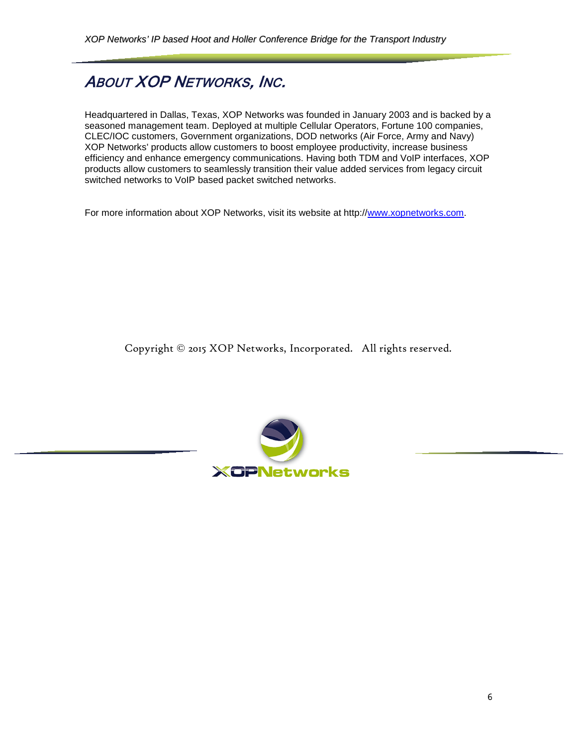## ABOUT XOP NETWORKS, INC.

Headquartered in Dallas, Texas, XOP Networks was founded in January 2003 and is backed by a seasoned management team. Deployed at multiple Cellular Operators, Fortune 100 companies, CLEC/IOC customers, Government organizations, DOD networks (Air Force, Army and Navy) XOP Networks' products allow customers to boost employee productivity, increase business efficiency and enhance emergency communications. Having both TDM and VoIP interfaces, XOP products allow customers to seamlessly transition their value added services from legacy circuit switched networks to VoIP based packet switched networks.

For more information about XOP Networks, visit its website at http://www.xopnetworks.com.

Copyright © 2015 XOP Networks, Incorporated. All rights reserved.

XOPNetworks